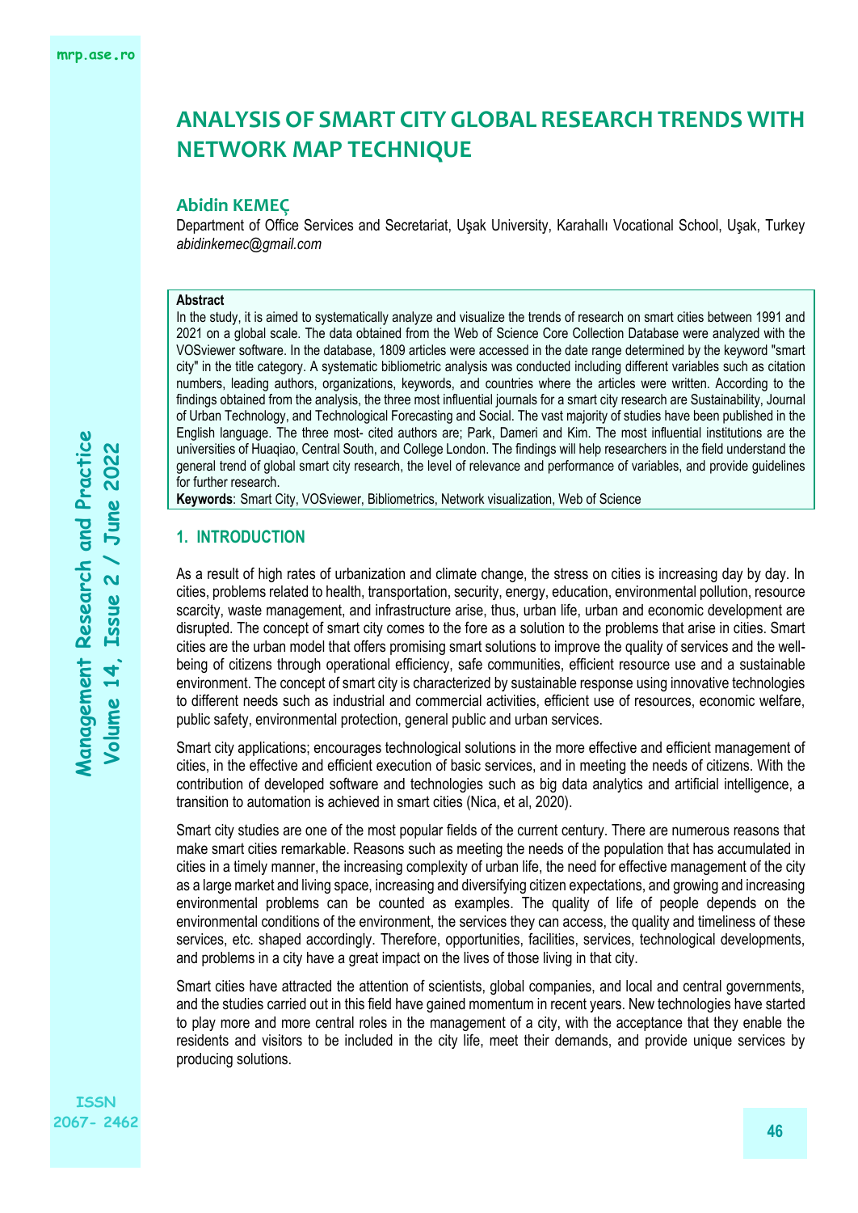# ANALYSIS OF SMART CITY GLOBAL RESEARCH TRENDS WITH NETWORK MAP TECHNIQUE

**Abidin KEMEÇ**

Department of Office Services and Secretariat, Uşak University, Karahallı Vocational School, Uşak, Turkey
*abidinkemec@gmail.com*

**Abstract**

In the study, it is aimed to systematically analyze and visualize the trends of research on smart cities between 1991 and 2021 on a global scale. The data obtained from the Web of Science Core Collection Database were analyzed with the VOSviewer software. In the database, 1809 articles were accessed in the date range determined by the keyword "smart city" in the title category. A systematic bibliometric analysis was conducted including different variables such as citation numbers, leading authors, organizations, keywords, and countries where the articles were written. According to the findings obtained from the analysis, the three most influential journals for a smart city research are Sustainability, Journal of Urban Technology, and Technological Forecasting and Social. The vast majority of studies have been published in the English language. The three most- cited authors are; Park, Dameri and Kim. The most influential institutions are the universities of Huaqiao, Central South, and College London. The findings will help researchers in the field understand the general trend of global smart city research, the level of relevance and performance of variables, and provide guidelines for further research.

**Keywords**: Smart City, VOSviewer, Bibliometrics, Network visualization, Web of Science

## 1. INTRODUCTION

As a result of high rates of urbanization and climate change, the stress on cities is increasing day by day. In cities, problems related to health, transportation, security, energy, education, environmental pollution, resource scarcity, waste management, and infrastructure arise, thus, urban life, urban and economic development are disrupted. The concept of smart city comes to the fore as a solution to the problems that arise in cities. Smart cities are the urban model that offers promising smart solutions to improve the quality of services and the well-being of citizens through operational efficiency, safe communities, efficient resource use and a sustainable environment. The concept of smart city is characterized by sustainable response using innovative technologies to different needs such as industrial and commercial activities, efficient use of resources, economic welfare, public safety, environmental protection, general public and urban services.

Smart city applications; encourages technological solutions in the more effective and efficient management of cities, in the effective and efficient execution of basic services, and in meeting the needs of citizens. With the contribution of developed software and technologies such as big data analytics and artificial intelligence, a transition to automation is achieved in smart cities (Nica, et al, 2020).

Smart city studies are one of the most popular fields of the current century. There are numerous reasons that make smart cities remarkable. Reasons such as meeting the needs of the population that has accumulated in cities in a timely manner, the increasing complexity of urban life, the need for effective management of the city as a large market and living space, increasing and diversifying citizen expectations, and growing and increasing environmental problems can be counted as examples. The quality of life of people depends on the environmental conditions of the environment, the services they can access, the quality and timeliness of these services, etc. shaped accordingly. Therefore, opportunities, facilities, services, technological developments, and problems in a city have a great impact on the lives of those living in that city.

Smart cities have attracted the attention of scientists, global companies, and local and central governments, and the studies carried out in this field have gained momentum in recent years. New technologies have started to play more and more central roles in the management of a city, with the acceptance that they enable the residents and visitors to be included in the city life, meet their demands, and provide unique services by producing solutions.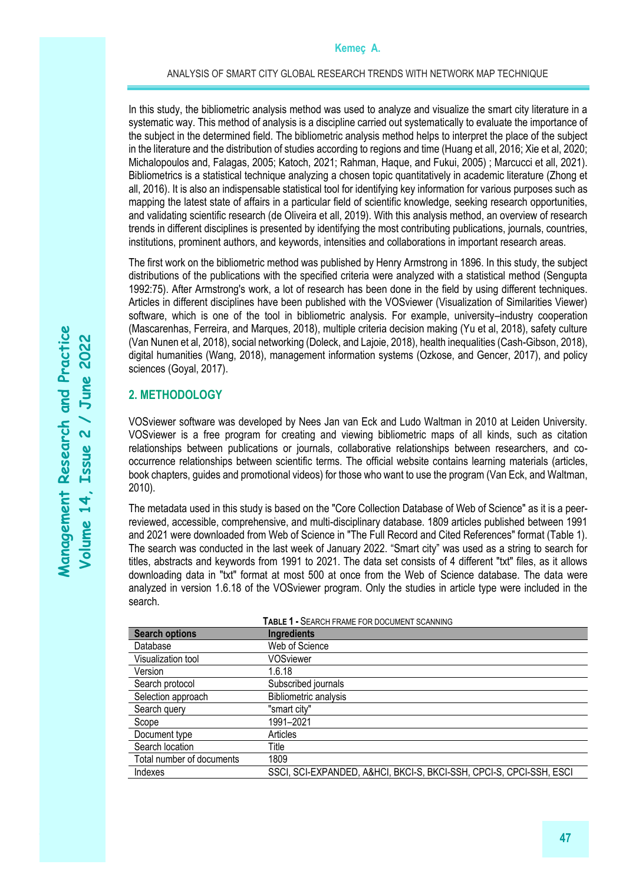In this study, the bibliometric analysis method was used to analyze and visualize the smart city literature in a systematic way. This method of analysis is a discipline carried out systematically to evaluate the importance of the subject in the determined field. The bibliometric analysis method helps to interpret the place of the subject in the literature and the distribution of studies according to regions and time (Huang et all, 2016; Xie et al, 2020; Michalopoulos and, Falagas, 2005; Katoch, 2021; Rahman, Haque, and Fukui, 2005) ; Marcucci et all, 2021). Bibliometrics is a statistical technique analyzing a chosen topic quantitatively in academic literature (Zhong et all, 2016). It is also an indispensable statistical tool for identifying key information for various purposes such as mapping the latest state of affairs in a particular field of scientific knowledge, seeking research opportunities, and validating scientific research (de Oliveira et all, 2019). With this analysis method, an overview of research trends in different disciplines is presented by identifying the most contributing publications, journals, countries, institutions, prominent authors, and keywords, intensities and collaborations in important research areas.

The first work on the bibliometric method was published by Henry Armstrong in 1896. In this study, the subject distributions of the publications with the specified criteria were analyzed with a statistical method (Sengupta 1992:75). After Armstrong's work, a lot of research has been done in the field by using different techniques. Articles in different disciplines have been published with the VOSviewer (Visualization of Similarities Viewer) software, which is one of the tool in bibliometric analysis. For example, university–industry cooperation (Mascarenhas, Ferreira, and Marques, 2018), multiple criteria decision making (Yu et al, 2018), safety culture (Van Nunen et al, 2018), social networking (Doleck, and Lajoie, 2018), health inequalities (Cash-Gibson, 2018), digital humanities (Wang, 2018), management information systems (Ozkose, and Gencer, 2017), and policy sciences (Goyal, 2017).

## 2. METHODOLOGY

VOSviewer software was developed by Nees Jan van Eck and Ludo Waltman in 2010 at Leiden University. VOSviewer is a free program for creating and viewing bibliometric maps of all kinds, such as citation relationships between publications or journals, collaborative relationships between researchers, and co-occurrence relationships between scientific terms. The official website contains learning materials (articles, book chapters, guides and promotional videos) for those who want to use the program (Van Eck, and Waltman, 2010).

The metadata used in this study is based on the "Core Collection Database of Web of Science" as it is a peer-reviewed, accessible, comprehensive, and multi-disciplinary database. 1809 articles published between 1991 and 2021 were downloaded from Web of Science in "The Full Record and Cited References" format (Table 1). The search was conducted in the last week of January 2022. "Smart city" was used as a string to search for titles, abstracts and keywords from 1991 to 2021. The data set consists of 4 different "txt" files, as it allows downloading data in "txt" format at most 500 at once from the Web of Science database. The data were analyzed in version 1.6.18 of the VOSviewer program. Only the studies in article type were included in the search.

**TABLE 1 - SEARCH FRAME FOR DOCUMENT SCANNING**

| Search options | Ingredients |
|---|---|
| Database | Web of Science |
| Visualization tool | VOSviewer |
| Version | 1.6.18 |
| Search protocol | Subscribed journals |
| Selection approach | Bibliometric analysis |
| Search query | "smart city" |
| Scope | 1991–2021 |
| Document type | Articles |
| Search location | Title |
| Total number of documents | 1809 |
| Indexes | SSCI, SCI-EXPANDED, A&HCI, BKCI-S, BKCI-SSH, CPCI-S, CPCI-SSH, ESCI |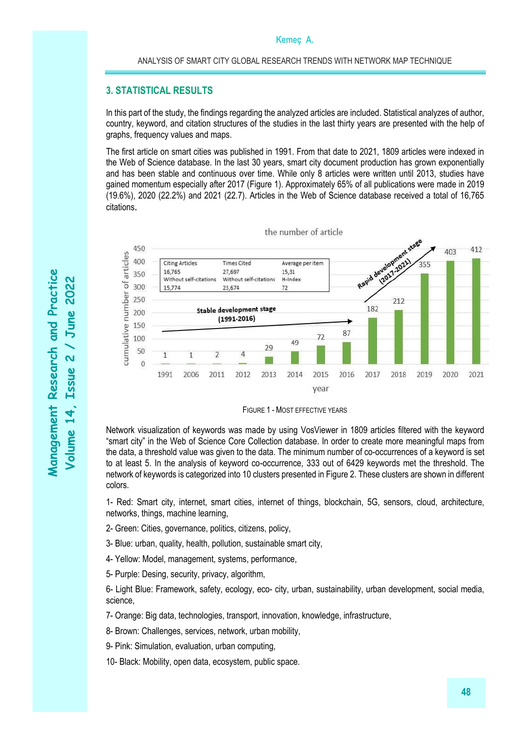## 3. STATISTICAL RESULTS

In this part of the study, the findings regarding the analyzed articles are included. Statistical analyzes of author, country, keyword, and citation structures of the studies in the last thirty years are presented with the help of graphs, frequency values and maps.

The first article on smart cities was published in 1991. From that date to 2021, 1809 articles were indexed in the Web of Science database. In the last 30 years, smart city document production has grown exponentially and has been stable and continuous over time. While only 8 articles were written until 2013, studies have gained momentum especially after 2017 (Figure 1). Approximately 65% of all publications were made in 2019 (19.6%), 2020 (22.2%) and 2021 (22.7). Articles in the Web of Science database received a total of 16,765 citations.

the number of article

| Citing Articles | Times Cited | Average per item |
|---|---|---|
| 16,765 | 27,697 | 15,31 |
| Without self-citations | Without self-citations | H-Index |
| 15,774 | 23,674 | 72 |

Stable development stage (1991-2016)

Rapid development stage (2017-2021)

| year | 1991 | 2006 | 2011 | 2012 | 2013 | 2014 | 2015 | 2016 | 2017 | 2018 | 2019 | 2020 | 2021 |
|---|---|---|---|---|---|---|---|---|---|---|---|---|---|
| cumulative number of articles | 1 | 1 | 2 | 4 | 29 | 49 | 72 | 87 | 182 | 212 | 355 | 403 | 412 |

FIGURE 1 - MOST EFFECTIVE YEARS

Network visualization of keywords was made by using VosViewer in 1809 articles filtered with the keyword "smart city" in the Web of Science Core Collection database. In order to create more meaningful maps from the data, a threshold value was given to the data. The minimum number of co-occurrences of a keyword is set to at least 5. In the analysis of keyword co-occurrence, 333 out of 6429 keywords met the threshold. The network of keywords is categorized into 10 clusters presented in Figure 2. These clusters are shown in different colors.

1- Red: Smart city, internet, smart cities, internet of things, blockchain, 5G, sensors, cloud, architecture, networks, things, machine learning,

2- Green: Cities, governance, politics, citizens, policy,

3- Blue: urban, quality, health, pollution, sustainable smart city,

4- Yellow: Model, management, systems, performance,

5- Purple: Desing, security, privacy, algorithm,

6- Light Blue: Framework, safety, ecology, eco- city, urban, sustainability, urban development, social media, science,

7- Orange: Big data, technologies, transport, innovation, knowledge, infrastructure,

8- Brown: Challenges, services, network, urban mobility,

9- Pink: Simulation, evaluation, urban computing,

10- Black: Mobility, open data, ecosystem, public space.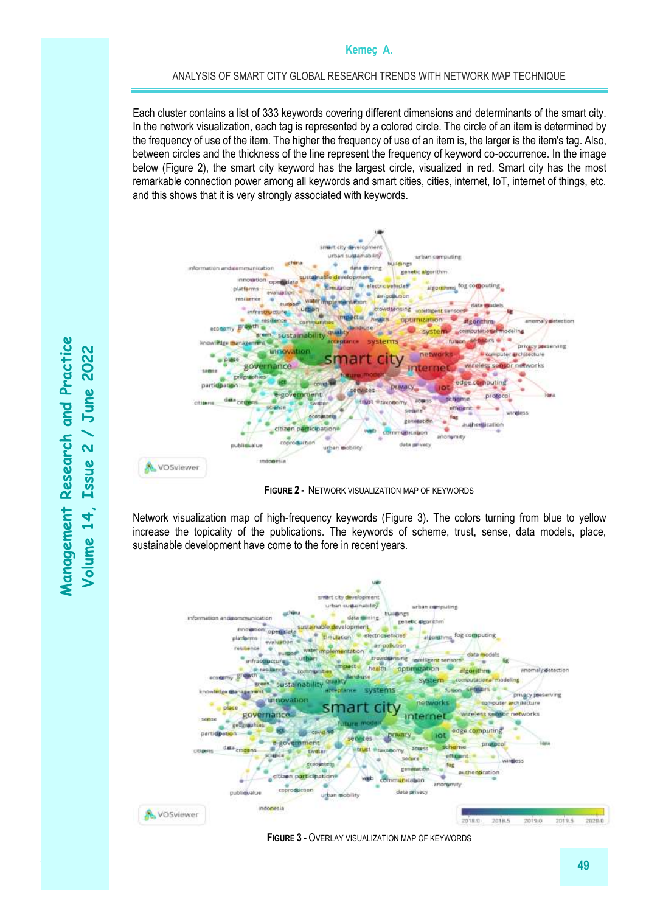Each cluster contains a list of 333 keywords covering different dimensions and determinants of the smart city. In the network visualization, each tag is represented by a colored circle. The circle of an item is determined by the frequency of use of the item. The higher the frequency of use of an item is, the larger is the item's tag. Also, between circles and the thickness of the line represent the frequency of keyword co-occurrence. In the image below (Figure 2), the smart city keyword has the largest circle, visualized in red. Smart city has the most remarkable connection power among all keywords and smart cities, cities, internet, IoT, internet of things, etc. and this shows that it is very strongly associated with keywords.

**FIGURE 2 -** NETWORK VISUALIZATION MAP OF KEYWORDS

Network visualization map of high-frequency keywords (Figure 3). The colors turning from blue to yellow increase the topicality of the publications. The keywords of scheme, trust, sense, data models, place, sustainable development have come to the fore in recent years.

**FIGURE 3 -** OVERLAY VISUALIZATION MAP OF KEYWORDS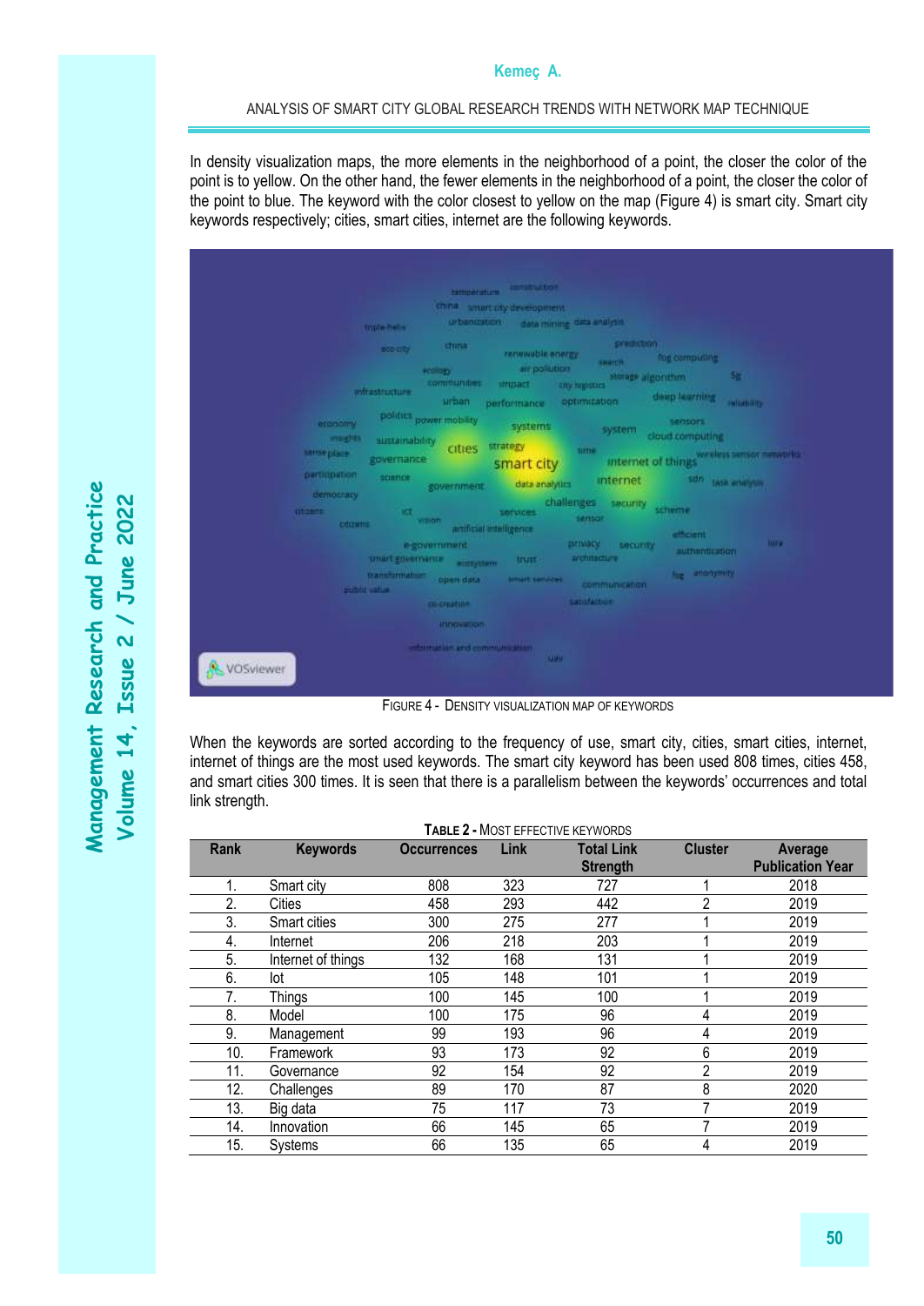In density visualization maps, the more elements in the neighborhood of a point, the closer the color of the point is to yellow. On the other hand, the fewer elements in the neighborhood of a point, the closer the color of the point to blue. The keyword with the color closest to yellow on the map (Figure 4) is smart city. Smart city keywords respectively; cities, smart cities, internet are the following keywords.

FIGURE 4 - DENSITY VISUALIZATION MAP OF KEYWORDS

When the keywords are sorted according to the frequency of use, smart city, cities, smart cities, internet, internet of things are the most used keywords. The smart city keyword has been used 808 times, cities 458, and smart cities 300 times. It is seen that there is a parallelism between the keywords' occurrences and total link strength.

**TABLE 2 - MOST EFFECTIVE KEYWORDS**

| Rank | Keywords | Occurrences | Link | Total Link Strength | Cluster | Average Publication Year |
|---|---|---|---|---|---|---|
| 1. | Smart city | 808 | 323 | 727 | 1 | 2018 |
| 2. | Cities | 458 | 293 | 442 | 2 | 2019 |
| 3. | Smart cities | 300 | 275 | 277 | 1 | 2019 |
| 4. | Internet | 206 | 218 | 203 | 1 | 2019 |
| 5. | Internet of things | 132 | 168 | 131 | 1 | 2019 |
| 6. | Iot | 105 | 148 | 101 | 1 | 2019 |
| 7. | Things | 100 | 145 | 100 | 1 | 2019 |
| 8. | Model | 100 | 175 | 96 | 4 | 2019 |
| 9. | Management | 99 | 193 | 96 | 4 | 2019 |
| 10. | Framework | 93 | 173 | 92 | 6 | 2019 |
| 11. | Governance | 92 | 154 | 92 | 2 | 2019 |
| 12. | Challenges | 89 | 170 | 87 | 8 | 2020 |
| 13. | Big data | 75 | 117 | 73 | 7 | 2019 |
| 14. | Innovation | 66 | 145 | 65 | 7 | 2019 |
| 15. | Systems | 66 | 135 | 65 | 4 | 2019 |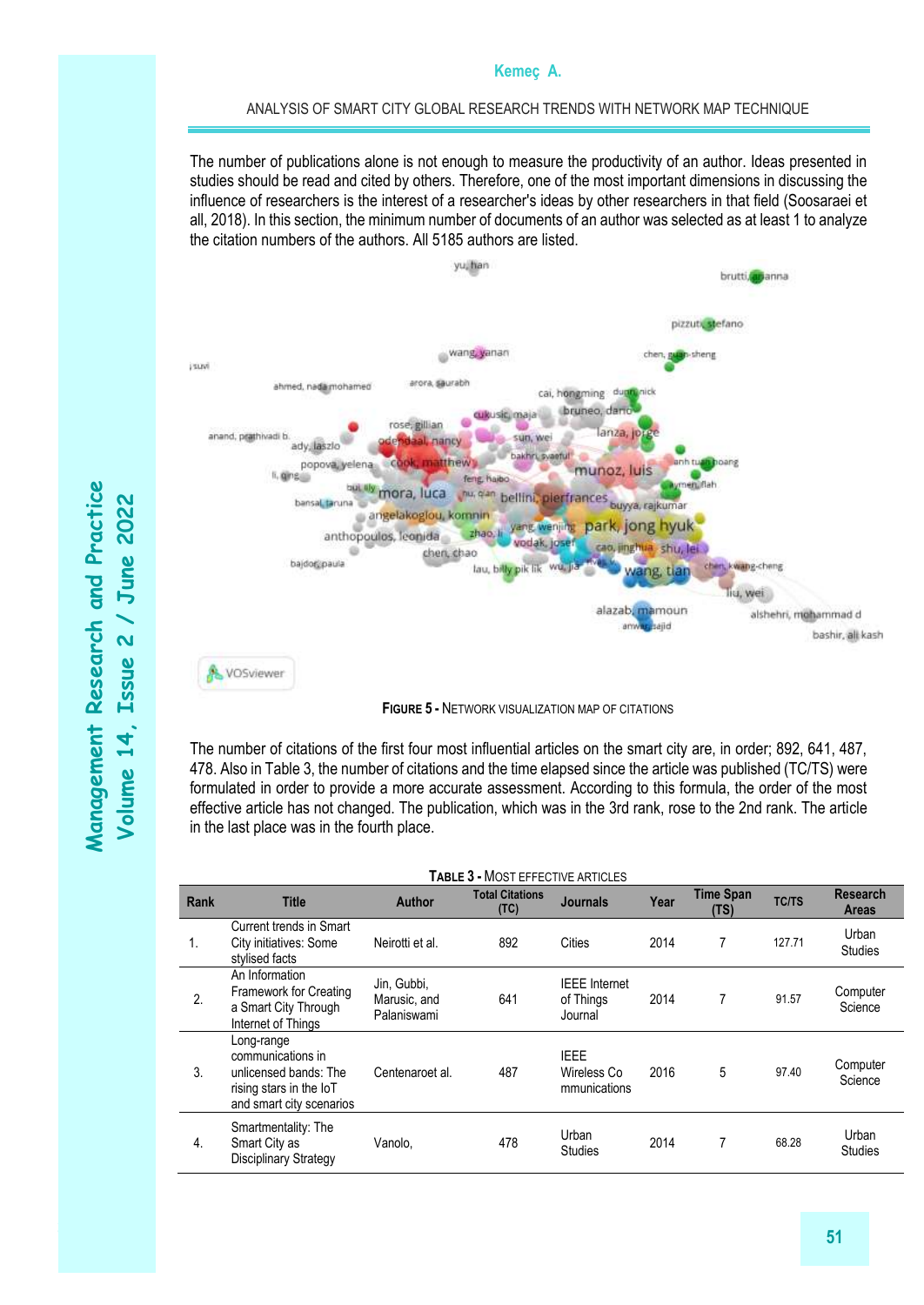The number of publications alone is not enough to measure the productivity of an author. Ideas presented in studies should be read and cited by others. Therefore, one of the most important dimensions in discussing the influence of researchers is the interest of a researcher's ideas by other researchers in that field (Soosaraei et all, 2018). In this section, the minimum number of documents of an author was selected as at least 1 to analyze the citation numbers of the authors. All 5185 authors are listed.

**FIGURE 5 -** NETWORK VISUALIZATION MAP OF CITATIONS

The number of citations of the first four most influential articles on the smart city are, in order; 892, 641, 487, 478. Also in Table 3, the number of citations and the time elapsed since the article was published (TC/TS) were formulated in order to provide a more accurate assessment. According to this formula, the order of the most effective article has not changed. The publication, which was in the 3rd rank, rose to the 2nd rank. The article in the last place was in the fourth place.

**TABLE 3 -** MOST EFFECTIVE ARTICLES

| Rank | Title | Author | Total Citations (TC) | Journals | Year | Time Span (TS) | TC/TS | Research Areas |
|---|---|---|---|---|---|---|---|---|
| 1. | Current trends in Smart City initiatives: Some stylised facts | Neirotti et al. | 892 | Cities | 2014 | 7 | 127.71 | Urban Studies |
| 2. | An Information Framework for Creating a Smart City Through Internet of Things | Jin, Gubbi, Marusic, and Palaniswami | 641 | IEEE Internet of Things Journal | 2014 | 7 | 91.57 | Computer Science |
| 3. | Long-range communications in unlicensed bands: The rising stars in the IoT and smart city scenarios | Centenaroet al. | 487 | IEEE Wireless Co mmunications | 2016 | 5 | 97.40 | Computer Science |
| 4. | Smartmentality: The Smart City as Disciplinary Strategy | Vanolo, | 478 | Urban Studies | 2014 | 7 | 68.28 | Urban Studies |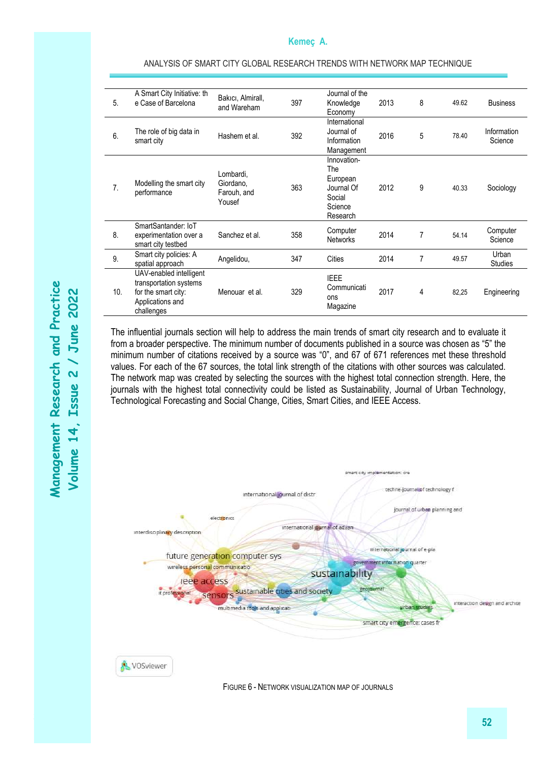| 5. | A Smart City Initiative: the Case of Barcelona | Bakıcı, Almirall, and Wareham | 397 | Journal of the Knowledge Economy | 2013 | 8 | 49.62 | Business |
|---|---|---|---|---|---|---|---|---|
| 6. | The role of big data in smart city | Hashem et al. | 392 | International Journal of Information Management | 2016 | 5 | 78.40 | Information Science |
| 7. | Modelling the smart city performance | Lombardi, Giordano, Farouh, and Yousef | 363 | Innovation-The European Journal Of Social Science Research | 2012 | 9 | 40.33 | Sociology |
| 8. | SmartSantander: IoT experimentation over a smart city testbed | Sanchez et al. | 358 | Computer Networks | 2014 | 7 | 54.14 | Computer Science |
| 9. | Smart city policies: A spatial approach | Angelidou, | 347 | Cities | 2014 | 7 | 49.57 | Urban Studies |
| 10. | UAV-enabled intelligent transportation systems for the smart city: Applications and challenges | Menouar et al. | 329 | IEEE Communications Magazine | 2017 | 4 | 82,25 | Engineering |

The influential journals section will help to address the main trends of smart city research and to evaluate it from a broader perspective. The minimum number of documents published in a source was chosen as "5" the minimum number of citations received by a source was "0", and 67 of 671 references met these threshold values. For each of the 67 sources, the total link strength of the citations with other sources was calculated. The network map was created by selecting the sources with the highest total connection strength. Here, the journals with the highest total connectivity could be listed as Sustainability, Journal of Urban Technology, Technological Forecasting and Social Change, Cities, Smart Cities, and IEEE Access.

FIGURE 6 - NETWORK VISUALIZATION MAP OF JOURNALS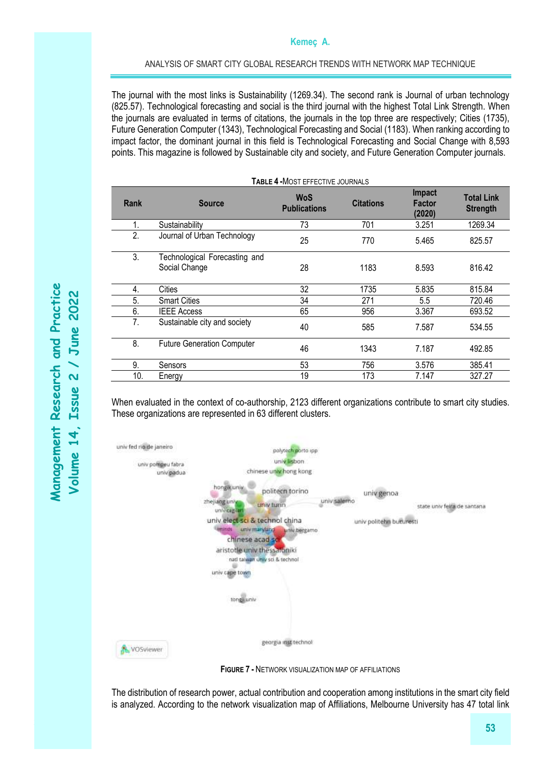The journal with the most links is Sustainability (1269.34). The second rank is Journal of urban technology (825.57). Technological forecasting and social is the third journal with the highest Total Link Strength. When the journals are evaluated in terms of citations, the journals in the top three are respectively; Cities (1735), Future Generation Computer (1343), Technological Forecasting and Social (1183). When ranking according to impact factor, the dominant journal in this field is Technological Forecasting and Social Change with 8,593 points. This magazine is followed by Sustainable city and society, and Future Generation Computer journals.

**TABLE 4 -** MOST EFFECTIVE JOURNALS

| Rank | Source | WoS Publications | Citations | Impact Factor (2020) | Total Link Strength |
|---|---|---|---|---|---|
| 1. | Sustainability | 73 | 701 | 3.251 | 1269.34 |
| 2. | Journal of Urban Technology | 25 | 770 | 5.465 | 825.57 |
| 3. | Technological Forecasting and Social Change | 28 | 1183 | 8.593 | 816.42 |
| 4. | Cities | 32 | 1735 | 5.835 | 815.84 |
| 5. | Smart Cities | 34 | 271 | 5.5 | 720.46 |
| 6. | IEEE Access | 65 | 956 | 3.367 | 693.52 |
| 7. | Sustainable city and society | 40 | 585 | 7.587 | 534.55 |
| 8. | Future Generation Computer | 46 | 1343 | 7.187 | 492.85 |
| 9. | Sensors | 53 | 756 | 3.576 | 385.41 |
| 10. | Energy | 19 | 173 | 7.147 | 327.27 |

When evaluated in the context of co-authorship, 2123 different organizations contribute to smart city studies. These organizations are represented in 63 different clusters.

**FIGURE 7 -** NETWORK VISUALIZATION MAP OF AFFILIATIONS

The distribution of research power, actual contribution and cooperation among institutions in the smart city field is analyzed. According to the network visualization map of Affiliations, Melbourne University has 47 total link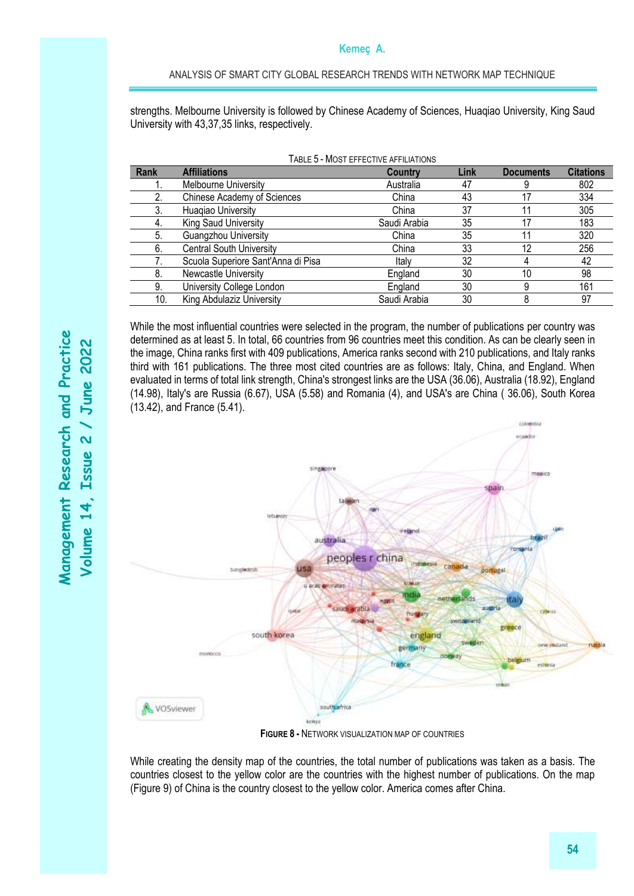strengths. Melbourne University is followed by Chinese Academy of Sciences, Huaqiao University, King Saud University with 43,37,35 links, respectively.

TABLE 5 - MOST EFFECTIVE AFFILIATIONS

| Rank | Affiliations | Country | Link | Documents | Citations |
|---|---|---|---|---|---|
| 1. | Melbourne University | Australia | 47 | 9 | 802 |
| 2. | Chinese Academy of Sciences | China | 43 | 17 | 334 |
| 3. | Huaqiao University | China | 37 | 11 | 305 |
| 4. | King Saud University | Saudi Arabia | 35 | 17 | 183 |
| 5. | Guangzhou University | China | 35 | 11 | 320 |
| 6. | Central South University | China | 33 | 12 | 256 |
| 7. | Scuola Superiore Sant'Anna di Pisa | Italy | 32 | 4 | 42 |
| 8. | Newcastle University | England | 30 | 10 | 98 |
| 9. | University College London | England | 30 | 9 | 161 |
| 10. | King Abdulaziz University | Saudi Arabia | 30 | 8 | 97 |

While the most influential countries were selected in the program, the number of publications per country was determined as at least 5. In total, 66 countries from 96 countries meet this condition. As can be clearly seen in the image, China ranks first with 409 publications, America ranks second with 210 publications, and Italy ranks third with 161 publications. The three most cited countries are as follows: Italy, China, and England. When evaluated in terms of total link strength, China's strongest links are the USA (36.06), Australia (18.92), England (14.98), Italy's are Russia (6.67), USA (5.58) and Romania (4), and USA's are China ( 36.06), South Korea (13.42), and France (5.41).

FIGURE 8 - NETWORK VISUALIZATION MAP OF COUNTRIES

While creating the density map of the countries, the total number of publications was taken as a basis. The countries closest to the yellow color are the countries with the highest number of publications. On the map (Figure 9) of China is the country closest to the yellow color. America comes after China.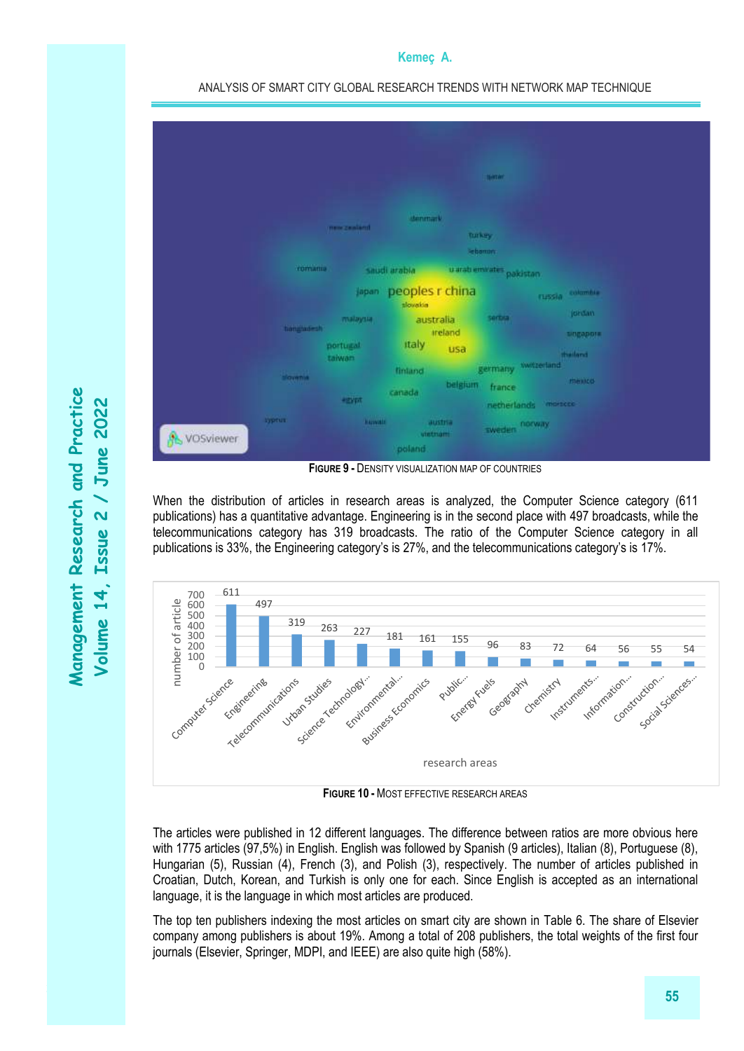**FIGURE 9 -** DENSITY VISUALIZATION MAP OF COUNTRIES

When the distribution of articles in research areas is analyzed, the Computer Science category (611 publications) has a quantitative advantage. Engineering is in the second place with 497 broadcasts, while the telecommunications category has 319 broadcasts. The ratio of the Computer Science category in all publications is 33%, the Engineering category's is 27%, and the telecommunications category's is 17%.

**FIGURE 10 -** MOST EFFECTIVE RESEARCH AREAS

The articles were published in 12 different languages. The difference between ratios are more obvious here with 1775 articles (97,5%) in English. English was followed by Spanish (9 articles), Italian (8), Portuguese (8), Hungarian (5), Russian (4), French (3), and Polish (3), respectively. The number of articles published in Croatian, Dutch, Korean, and Turkish is only one for each. Since English is accepted as an international language, it is the language in which most articles are produced.

The top ten publishers indexing the most articles on smart city are shown in Table 6. The share of Elsevier company among publishers is about 19%. Among a total of 208 publishers, the total weights of the first four journals (Elsevier, Springer, MDPI, and IEEE) are also quite high (58%).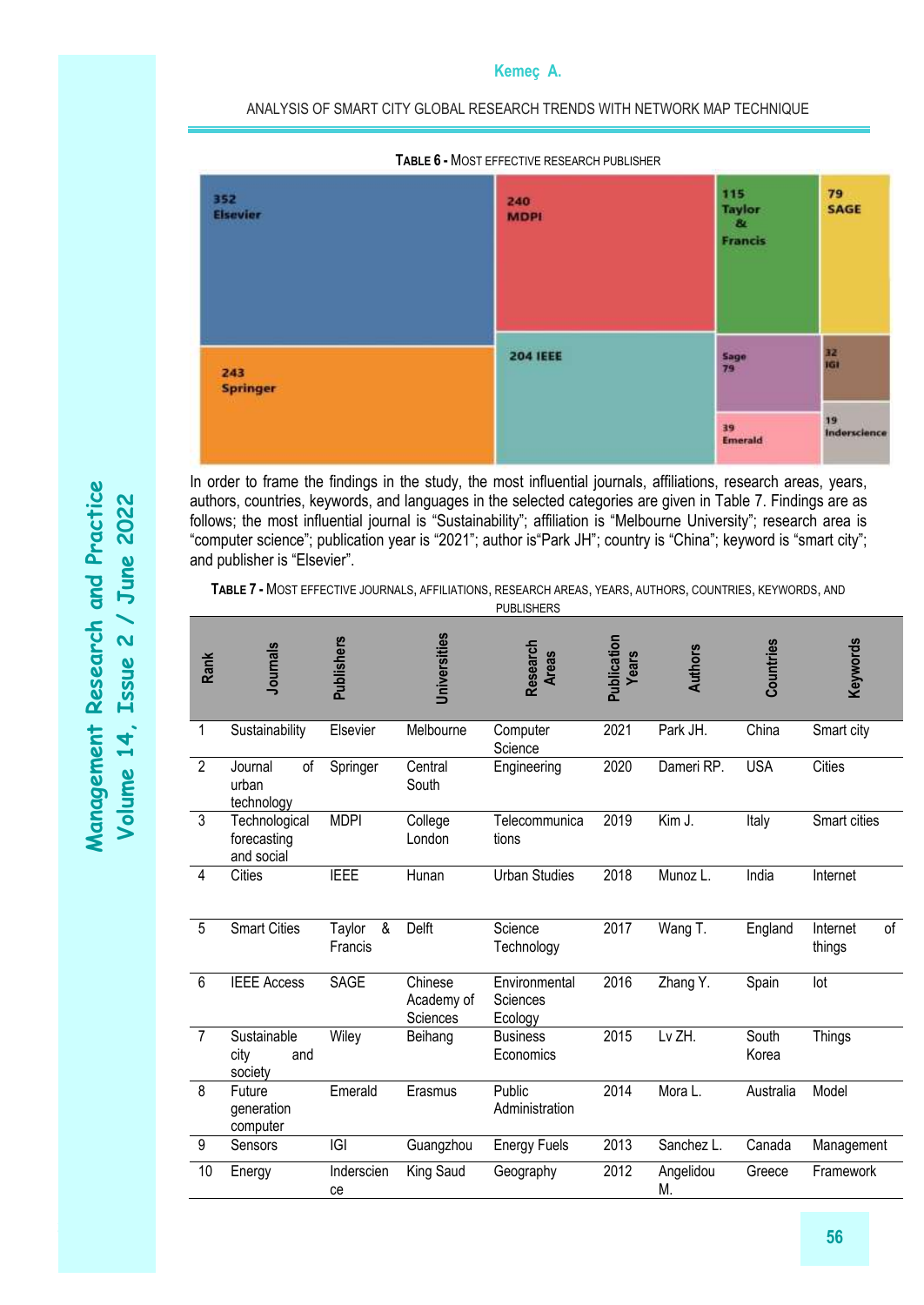**Table 6 - Most effective research publisher**

| Publisher | Count |
| --- | --- |
| Elsevier | 352 |
| Springer | 243 |
| MDPI | 240 |
| IEEE | 204 |
| Taylor & Francis | 115 |
| SAGE | 79 |
| Sage | 79 |
| Emerald | 39 |
| IGI | 32 |
| Inderscience | 19 |

In order to frame the findings in the study, the most influential journals, affiliations, research areas, years, authors, countries, keywords, and languages in the selected categories are given in Table 7. Findings are as follows; the most influential journal is "Sustainability"; affiliation is "Melbourne University"; research area is "computer science"; publication year is "2021"; author is"Park JH"; country is "China"; keyword is "smart city"; and publisher is "Elsevier".

**Table 7 - Most effective journals, affiliations, research areas, years, authors, countries, keywords, and publishers**

| Rank | Journals | Publishers | Universities | Research Areas | Publication Years | Authors | Countries | Keywords |
| --- | --- | --- | --- | --- | --- | --- | --- | --- |
| 1 | Sustainability | Elsevier | Melbourne | Computer Science | 2021 | Park JH. | China | Smart city |
| 2 | Journal of urban technology | Springer | Central South | Engineering | 2020 | Dameri RP. | USA | Cities |
| 3 | Technological forecasting and social | MDPI | College London | Telecommunications | 2019 | Kim J. | Italy | Smart cities |
| 4 | Cities | IEEE | Hunan | Urban Studies | 2018 | Munoz L. | India | Internet |
| 5 | Smart Cities | Taylor & Francis | Delft | Science Technology | 2017 | Wang T. | England | Internet of things |
| 6 | IEEE Access | SAGE | Chinese Academy of Sciences | Environmental Sciences Ecology | 2016 | Zhang Y. | Spain | Iot |
| 7 | Sustainable city and society | Wiley | Beihang | Business Economics | 2015 | Lv ZH. | South Korea | Things |
| 8 | Future generation computer | Emerald | Erasmus | Public Administration | 2014 | Mora L. | Australia | Model |
| 9 | Sensors | IGI | Guangzhou | Energy Fuels | 2013 | Sanchez L. | Canada | Management |
| 10 | Energy | Inderscience | King Saud | Geography | 2012 | Angelidou M. | Greece | Framework |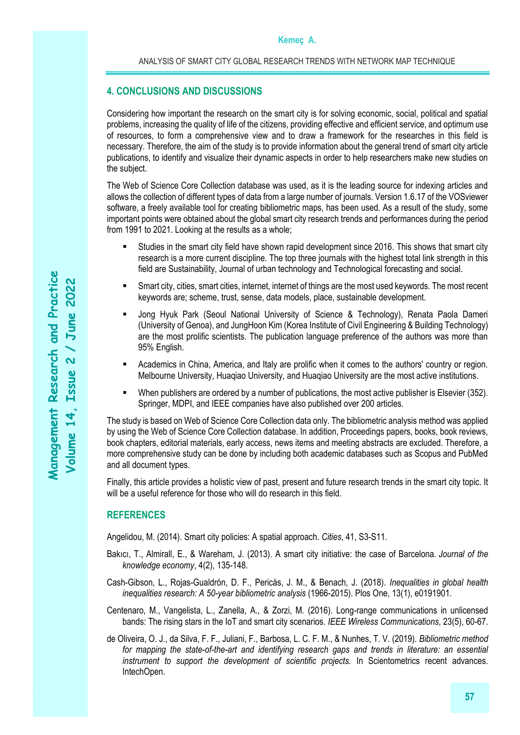## 4. CONCLUSIONS AND DISCUSSIONS

Considering how important the research on the smart city is for solving economic, social, political and spatial problems, increasing the quality of life of the citizens, providing effective and efficient service, and optimum use of resources, to form a comprehensive view and to draw a framework for the researches in this field is necessary. Therefore, the aim of the study is to provide information about the general trend of smart city article publications, to identify and visualize their dynamic aspects in order to help researchers make new studies on the subject.

The Web of Science Core Collection database was used, as it is the leading source for indexing articles and allows the collection of different types of data from a large number of journals. Version 1.6.17 of the VOSviewer software, a freely available tool for creating bibliometric maps, has been used. As a result of the study, some important points were obtained about the global smart city research trends and performances during the period from 1991 to 2021. Looking at the results as a whole;

- Studies in the smart city field have shown rapid development since 2016. This shows that smart city research is a more current discipline. The top three journals with the highest total link strength in this field are Sustainability, Journal of urban technology and Technological forecasting and social.
- Smart city, cities, smart cities, internet, internet of things are the most used keywords. The most recent keywords are; scheme, trust, sense, data models, place, sustainable development.
- Jong Hyuk Park (Seoul National University of Science & Technology), Renata Paola Dameri (University of Genoa), and JungHoon Kim (Korea Institute of Civil Engineering & Building Technology) are the most prolific scientists. The publication language preference of the authors was more than 95% English.
- Academics in China, America, and Italy are prolific when it comes to the authors' country or region. Melbourne University, Huaqiao University, and Huaqiao University are the most active institutions.
- When publishers are ordered by a number of publications, the most active publisher is Elsevier (352). Springer, MDPI, and IEEE companies have also published over 200 articles.

The study is based on Web of Science Core Collection data only. The bibliometric analysis method was applied by using the Web of Science Core Collection database. In addition, Proceedings papers, books, book reviews, book chapters, editorial materials, early access, news items and meeting abstracts are excluded. Therefore, a more comprehensive study can be done by including both academic databases such as Scopus and PubMed and all document types.

Finally, this article provides a holistic view of past, present and future research trends in the smart city topic. It will be a useful reference for those who will do research in this field.

## REFERENCES

Angelidou, M. (2014). Smart city policies: A spatial approach. *Cities*, 41, S3-S11.

Bakıcı, T., Almirall, E., & Wareham, J. (2013). A smart city initiative: the case of Barcelona. *Journal of the knowledge economy*, 4(2), 135-148.

Cash-Gibson, L., Rojas-Gualdrón, D. F., Pericàs, J. M., & Benach, J. (2018). *Inequalities in global health inequalities research: A 50-year bibliometric analysis* (1966-2015). Plos One, 13(1), e0191901.

Centenaro, M., Vangelista, L., Zanella, A., & Zorzi, M. (2016). Long-range communications in unlicensed bands: The rising stars in the IoT and smart city scenarios. *IEEE Wireless Communications*, 23(5), 60-67.

de Oliveira, O. J., da Silva, F. F., Juliani, F., Barbosa, L. C. F. M., & Nunhes, T. V. (2019). *Bibliometric method for mapping the state-of-the-art and identifying research gaps and trends in literature: an essential instrument to support the development of scientific projects.* In Scientometrics recent advances. IntechOpen.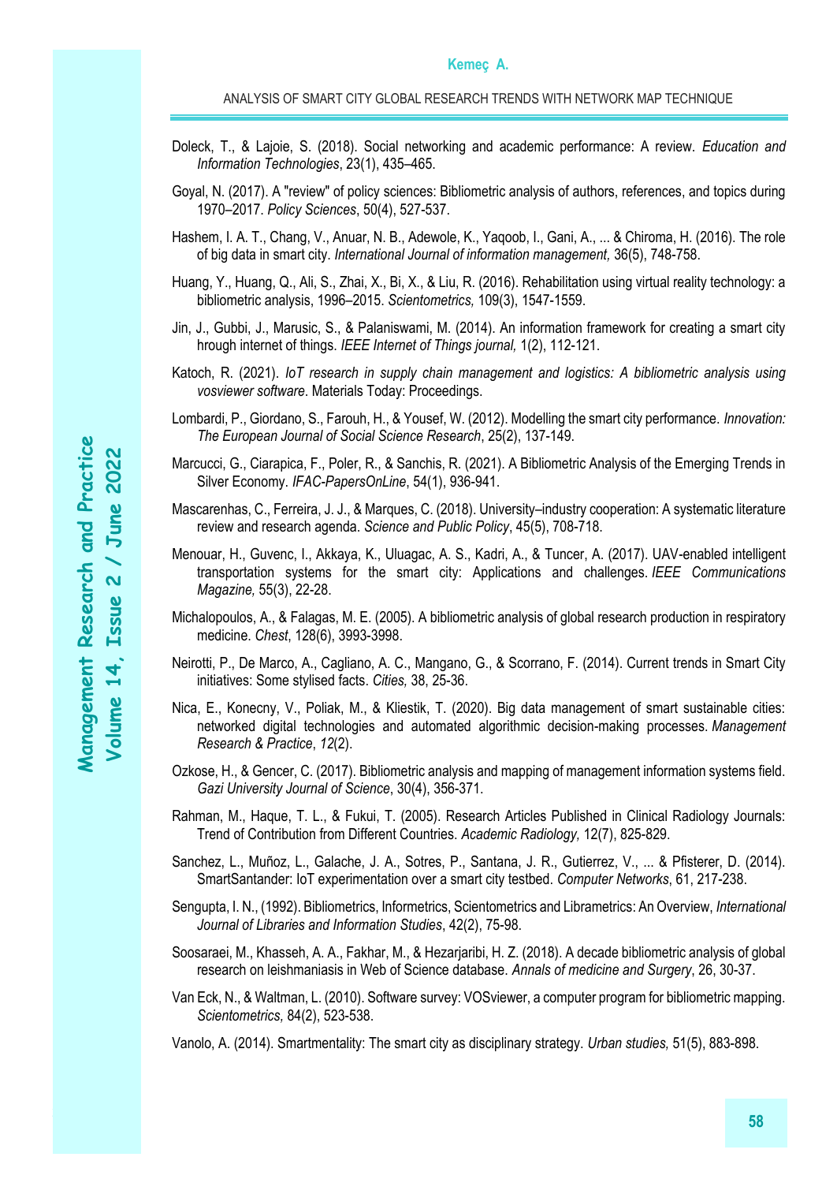Doleck, T., & Lajoie, S. (2018). Social networking and academic performance: A review. *Education and Information Technologies*, 23(1), 435–465.

Goyal, N. (2017). A "review" of policy sciences: Bibliometric analysis of authors, references, and topics during 1970–2017. *Policy Sciences*, 50(4), 527-537.

Hashem, I. A. T., Chang, V., Anuar, N. B., Adewole, K., Yaqoob, I., Gani, A., ... & Chiroma, H. (2016). The role of big data in smart city. *International Journal of information management,* 36(5), 748-758.

Huang, Y., Huang, Q., Ali, S., Zhai, X., Bi, X., & Liu, R. (2016). Rehabilitation using virtual reality technology: a bibliometric analysis, 1996–2015. *Scientometrics,* 109(3), 1547-1559.

Jin, J., Gubbi, J., Marusic, S., & Palaniswami, M. (2014). An information framework for creating a smart city hrough internet of things. *IEEE Internet of Things journal,* 1(2), 112-121.

Katoch, R. (2021). *IoT research in supply chain management and logistics: A bibliometric analysis using vosviewer software*. Materials Today: Proceedings.

Lombardi, P., Giordano, S., Farouh, H., & Yousef, W. (2012). Modelling the smart city performance. *Innovation: The European Journal of Social Science Research*, 25(2), 137-149.

Marcucci, G., Ciarapica, F., Poler, R., & Sanchis, R. (2021). A Bibliometric Analysis of the Emerging Trends in Silver Economy. *IFAC-PapersOnLine*, 54(1), 936-941.

Mascarenhas, C., Ferreira, J. J., & Marques, C. (2018). University–industry cooperation: A systematic literature review and research agenda. *Science and Public Policy*, 45(5), 708-718.

Menouar, H., Guvenc, I., Akkaya, K., Uluagac, A. S., Kadri, A., & Tuncer, A. (2017). UAV-enabled intelligent transportation systems for the smart city: Applications and challenges. *IEEE Communications Magazine,* 55(3), 22-28.

Michalopoulos, A., & Falagas, M. E. (2005). A bibliometric analysis of global research production in respiratory medicine. *Chest*, 128(6), 3993-3998.

Neirotti, P., De Marco, A., Cagliano, A. C., Mangano, G., & Scorrano, F. (2014). Current trends in Smart City initiatives: Some stylised facts. *Cities,* 38, 25-36.

Nica, E., Konecny, V., Poliak, M., & Kliestik, T. (2020). Big data management of smart sustainable cities: networked digital technologies and automated algorithmic decision-making processes. *Management Research & Practice*, *12*(2).

Ozkose, H., & Gencer, C. (2017). Bibliometric analysis and mapping of management information systems field. *Gazi University Journal of Science*, 30(4), 356-371.

Rahman, M., Haque, T. L., & Fukui, T. (2005). Research Articles Published in Clinical Radiology Journals: Trend of Contribution from Different Countries. *Academic Radiology,* 12(7), 825-829.

Sanchez, L., Muñoz, L., Galache, J. A., Sotres, P., Santana, J. R., Gutierrez, V., ... & Pfisterer, D. (2014). SmartSantander: IoT experimentation over a smart city testbed. *Computer Networks*, 61, 217-238.

Sengupta, I. N., (1992). Bibliometrics, Informetrics, Scientometrics and Librametrics: An Overview, *International Journal of Libraries and Information Studies*, 42(2), 75-98.

Soosaraei, M., Khasseh, A. A., Fakhar, M., & Hezarjaribi, H. Z. (2018). A decade bibliometric analysis of global research on leishmaniasis in Web of Science database. *Annals of medicine and Surgery*, 26, 30-37.

Van Eck, N., & Waltman, L. (2010). Software survey: VOSviewer, a computer program for bibliometric mapping. *Scientometrics,* 84(2), 523-538.

Vanolo, A. (2014). Smartmentality: The smart city as disciplinary strategy. *Urban studies,* 51(5), 883-898.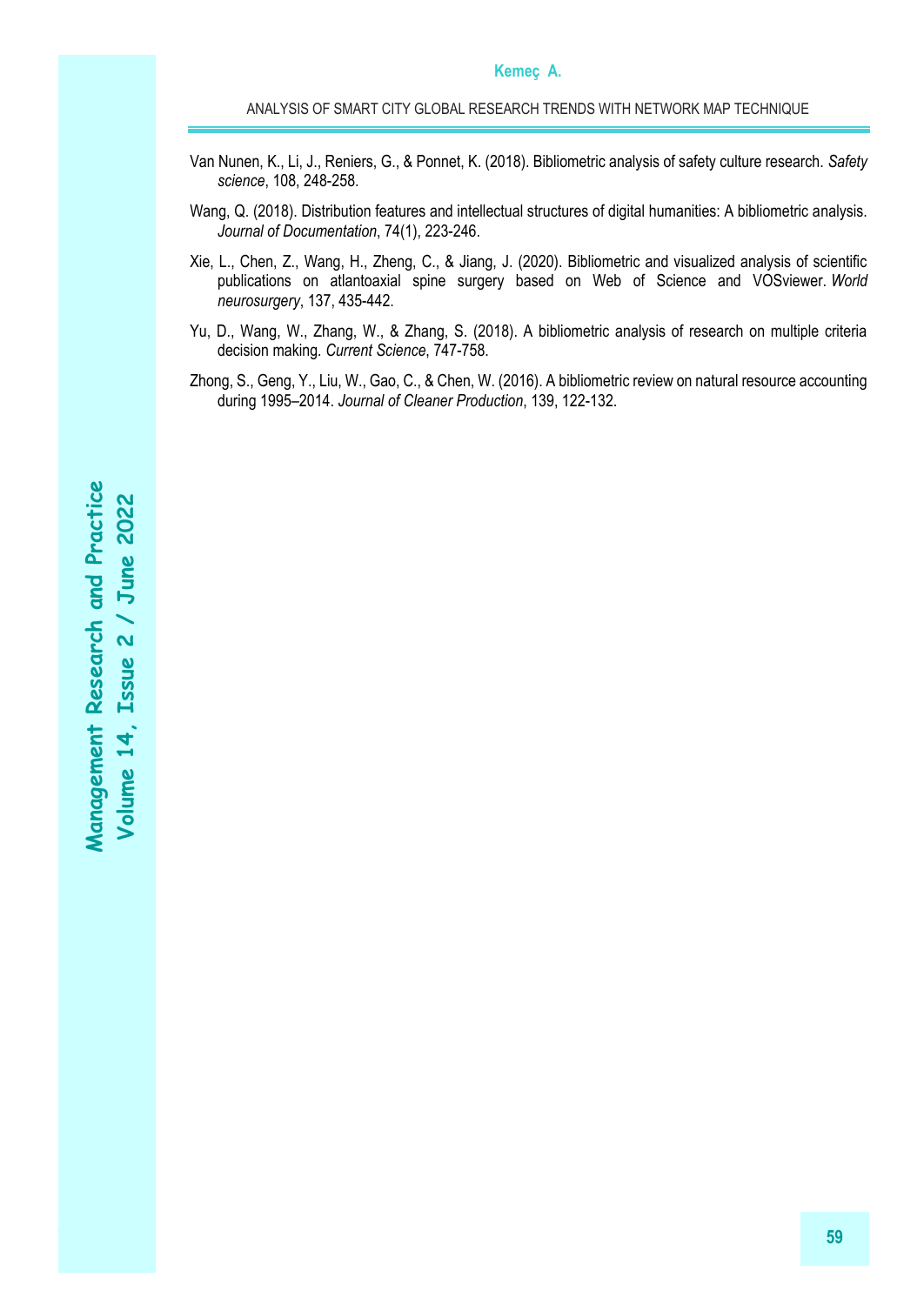Van Nunen, K., Li, J., Reniers, G., & Ponnet, K. (2018). Bibliometric analysis of safety culture research. *Safety science*, 108, 248-258.

Wang, Q. (2018). Distribution features and intellectual structures of digital humanities: A bibliometric analysis. *Journal of Documentation*, 74(1), 223-246.

Xie, L., Chen, Z., Wang, H., Zheng, C., & Jiang, J. (2020). Bibliometric and visualized analysis of scientific publications on atlantoaxial spine surgery based on Web of Science and VOSviewer. *World neurosurgery*, 137, 435-442.

Yu, D., Wang, W., Zhang, W., & Zhang, S. (2018). A bibliometric analysis of research on multiple criteria decision making. *Current Science*, 747-758.

Zhong, S., Geng, Y., Liu, W., Gao, C., & Chen, W. (2016). A bibliometric review on natural resource accounting during 1995–2014. *Journal of Cleaner Production*, 139, 122-132.